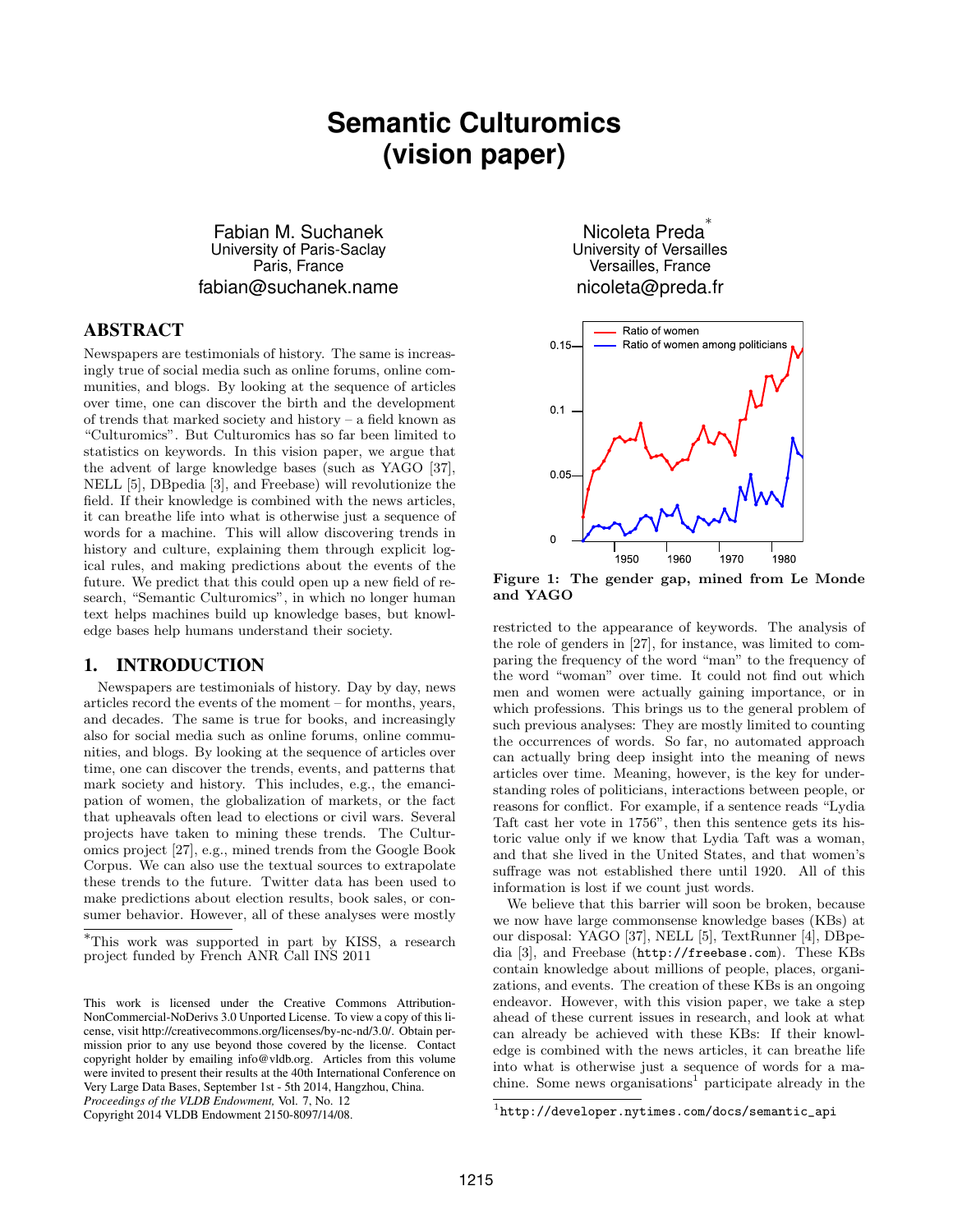# Semantic Culturomics (vision paper)

Fabian M. Suchanek
University of Paris-Saclay
Paris, France
fabian@suchanek.name

Nicoleta Preda[*]
University of Versailles
Versailles, France
nicoleta@preda.fr

## ABSTRACT

Newspapers are testimonials of history. The same is increasingly true of social media such as online forums, online communities, and blogs. By looking at the sequence of articles over time, one can discover the birth and the development of trends that marked society and history – a field known as "Culturomics". But Culturomics has so far been limited to statistics on keywords. In this vision paper, we argue that the advent of large knowledge bases (such as YAGO [37], NELL [5], DBpedia [3], and Freebase) will revolutionize the field. If their knowledge is combined with the news articles, it can breathe life into what is otherwise just a sequence of words for a machine. This will allow discovering trends in history and culture, explaining them through explicit logical rules, and making predictions about the events of the future. We predict that this could open up a new field of research, "Semantic Culturomics", in which no longer human text helps machines build up knowledge bases, but knowledge bases help humans understand their society.

## 1. INTRODUCTION

Newspapers are testimonials of history. Day by day, news articles record the events of the moment – for months, years, and decades. The same is true for books, and increasingly also for social media such as online forums, online communities, and blogs. By looking at the sequence of articles over time, one can discover the trends, events, and patterns that mark society and history. This includes, e.g., the emancipation of women, the globalization of markets, or the fact that upheavals often lead to elections or civil wars. Several projects have taken to mining these trends. The Culturomics project [27], e.g., mined trends from the Google Book Corpus. We can also use the textual sources to extrapolate these trends to the future. Twitter data has been used to make predictions about election results, book sales, or consumer behavior. However, all of these analyses were mostly restricted to the appearance of keywords. The analysis of the role of genders in [27], for instance, was limited to comparing the frequency of the word "man" to the frequency of the word "woman" over time. It could not find out which men and women were actually gaining importance, or in which professions. This brings us to the general problem of such previous analyses: They are mostly limited to counting the occurrences of words. So far, no automated approach can actually bring deep insight into the meaning of news articles over time. Meaning, however, is the key for understanding roles of politicians, interactions between people, or reasons for conflict. For example, if a sentence reads "Lydia Taft cast her vote in 1756", then this sentence gets its historic value only if we know that Lydia Taft was a woman, and that she lived in the United States, and that women's suffrage was not established there until 1920. All of this information is lost if we count just words.

Ratio of women
Ratio of women among politicians
0.15
0.1
0.05
0
1950
1960
1970
1980

**Figure 1: The gender gap, mined from Le Monde and YAGO**

We believe that this barrier will soon be broken, because we now have large commonsense knowledge bases (KBs) at our disposal: YAGO [37], NELL [5], TextRunner [4], DBpedia [3], and Freebase (http://freebase.com). These KBs contain knowledge about millions of people, places, organizations, and events. The creation of these KBs is an ongoing endeavor. However, with this vision paper, we take a step ahead of these current issues in research, and look at what can already be achieved with these KBs: If their knowledge is combined with the news articles, it can breathe life into what is otherwise just a sequence of words for a machine. Some news organisations[1] participate already in the

[*]This work was supported in part by KISS, a research project funded by French ANR Call INS 2011

This work is licensed under the Creative Commons Attribution-NonCommercial-NoDerivs 3.0 Unported License. To view a copy of this license, visit http://creativecommons.org/licenses/by-nc-nd/3.0/. Obtain permission prior to any use beyond those covered by the license. Contact copyright holder by emailing info@vldb.org. Articles from this volume were invited to present their results at the 40th International Conference on Very Large Data Bases, September 1st - 5th 2014, Hangzhou, China.
*Proceedings of the VLDB Endowment,* Vol. 7, No. 12
Copyright 2014 VLDB Endowment 2150-8097/14/08.

[1]http://developer.nytimes.com/docs/semantic_api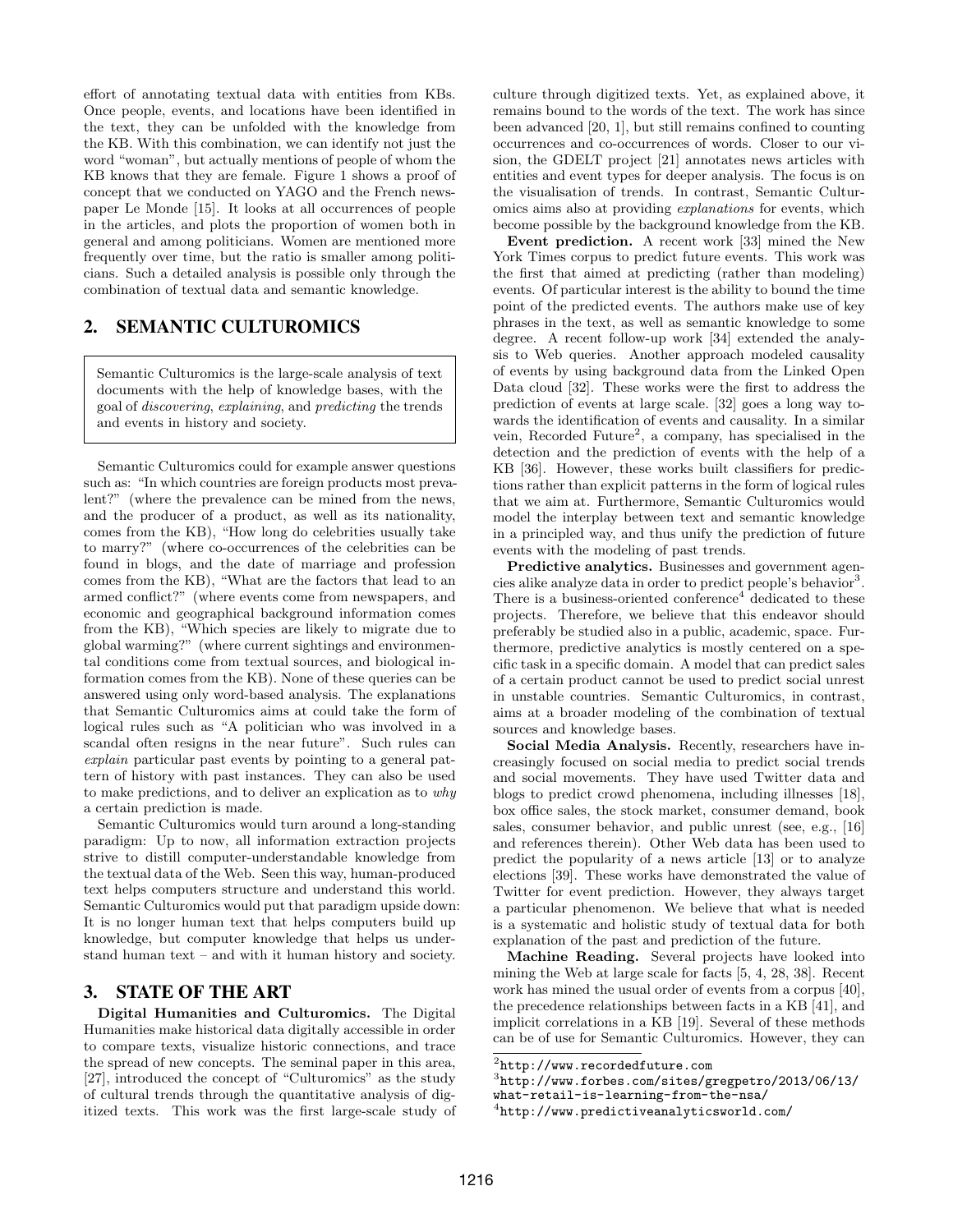effort of annotating textual data with entities from KBs. Once people, events, and locations have been identified in the text, they can be unfolded with the knowledge from the KB. With this combination, we can identify not just the word "woman", but actually mentions of people of whom the KB knows that they are female. Figure 1 shows a proof of concept that we conducted on YAGO and the French newspaper Le Monde [15]. It looks at all occurrences of people in the articles, and plots the proportion of women both in general and among politicians. Women are mentioned more frequently over time, but the ratio is smaller among politicians. Such a detailed analysis is possible only through the combination of textual data and semantic knowledge.

## 2. SEMANTIC CULTUROMICS

> Semantic Culturomics is the large-scale analysis of text documents with the help of knowledge bases, with the goal of *discovering*, *explaining*, and *predicting* the trends and events in history and society.

Semantic Culturomics could for example answer questions such as: "In which countries are foreign products most prevalent?" (where the prevalence can be mined from the news, and the producer of a product, as well as its nationality, comes from the KB), "How long do celebrities usually take to marry?" (where co-occurrences of the celebrities can be found in blogs, and the date of marriage and profession comes from the KB), "What are the factors that lead to an armed conflict?" (where events come from newspapers, and economic and geographical background information comes from the KB), "Which species are likely to migrate due to global warming?" (where current sightings and environmental conditions come from textual sources, and biological information comes from the KB). None of these queries can be answered using only word-based analysis. The explanations that Semantic Culturomics aims at could take the form of logical rules such as "A politician who was involved in a scandal often resigns in the near future". Such rules can *explain* particular past events by pointing to a general pattern of history with past instances. They can also be used to make predictions, and to deliver an explication as to *why* a certain prediction is made.

Semantic Culturomics would turn around a long-standing paradigm: Up to now, all information extraction projects strive to distill computer-understandable knowledge from the textual data of the Web. Seen this way, human-produced text helps computers structure and understand this world. Semantic Culturomics would put that paradigm upside down: It is no longer human text that helps computers build up knowledge, but computer knowledge that helps us understand human text – and with it human history and society.

## 3. STATE OF THE ART

**Digital Humanities and Culturomics.** The Digital Humanities make historical data digitally accessible in order to compare texts, visualize historic connections, and trace the spread of new concepts. The seminal paper in this area, [27], introduced the concept of "Culturomics" as the study of cultural trends through the quantitative analysis of digitized texts. This work was the first large-scale study of culture through digitized texts. Yet, as explained above, it remains bound to the words of the text. The work has since been advanced [20, 1], but still remains confined to counting occurrences and co-occurrences of words. Closer to our vision, the GDELT project [21] annotates news articles with entities and event types for deeper analysis. The focus is on the visualisation of trends. In contrast, Semantic Culturomics aims also at providing *explanations* for events, which become possible by the background knowledge from the KB.

**Event prediction.** A recent work [33] mined the New York Times corpus to predict future events. This work was the first that aimed at predicting (rather than modeling) events. Of particular interest is the ability to bound the time point of the predicted events. The authors make use of key phrases in the text, as well as semantic knowledge to some degree. A recent follow-up work [34] extended the analysis to Web queries. Another approach modeled causality of events by using background data from the Linked Open Data cloud [32]. These works were the first to address the prediction of events at large scale. [32] goes a long way towards the identification of events and causality. In a similar vein, Recorded Future[2], a company, has specialised in the detection and the prediction of events with the help of a KB [36]. However, these works built classifiers for predictions rather than explicit patterns in the form of logical rules that we aim at. Furthermore, Semantic Culturomics would model the interplay between text and semantic knowledge in a principled way, and thus unify the prediction of future events with the modeling of past trends.

**Predictive analytics.** Businesses and government agencies alike analyze data in order to predict people's behavior[3]. There is a business-oriented conference[4] dedicated to these projects. Therefore, we believe that this endeavor should preferably be studied also in a public, academic, space. Furthermore, predictive analytics is mostly centered on a specific task in a specific domain. A model that can predict sales of a certain product cannot be used to predict social unrest in unstable countries. Semantic Culturomics, in contrast, aims at a broader modeling of the combination of textual sources and knowledge bases.

**Social Media Analysis.** Recently, researchers have increasingly focused on social media to predict social trends and social movements. They have used Twitter data and blogs to predict crowd phenomena, including illnesses [18], box office sales, the stock market, consumer demand, book sales, consumer behavior, and public unrest (see, e.g., [16] and references therein). Other Web data has been used to predict the popularity of a news article [13] or to analyze elections [39]. These works have demonstrated the value of Twitter for event prediction. However, they always target a particular phenomenon. We believe that what is needed is a systematic and holistic study of textual data for both explanation of the past and prediction of the future.

**Machine Reading.** Several projects have looked into mining the Web at large scale for facts [5, 4, 28, 38]. Recent work has mined the usual order of events from a corpus [40], the precedence relationships between facts in a KB [41], and implicit correlations in a KB [19]. Several of these methods can be of use for Semantic Culturomics. However, they can

[2] http://www.recordedfuture.com

[3] http://www.forbes.com/sites/gregpetro/2013/06/13/what-retail-is-learning-from-the-nsa/

[4] http://www.predictiveanalyticsworld.com/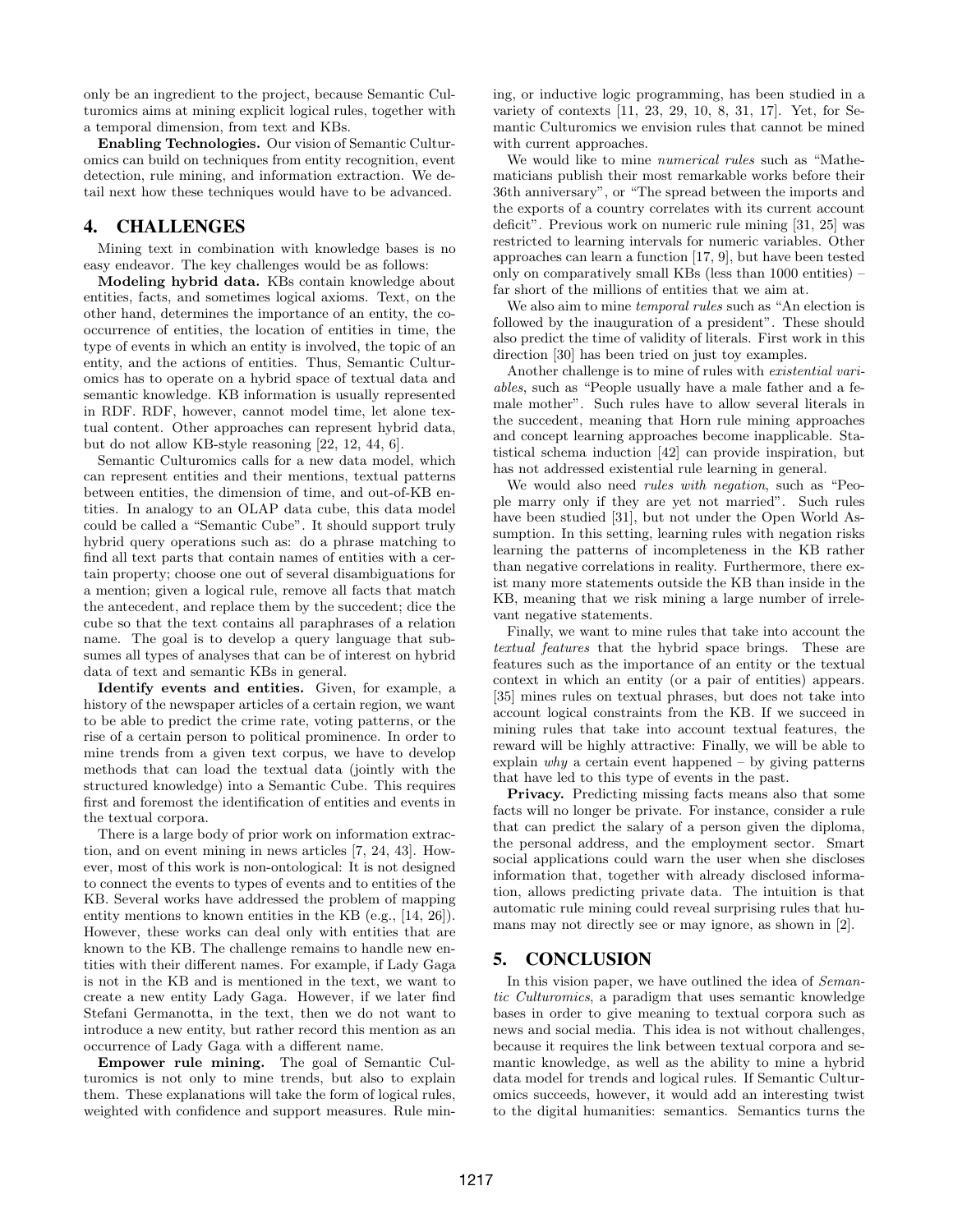only be an ingredient to the project, because Semantic Culturomics aims at mining explicit logical rules, together with a temporal dimension, from text and KBs.

**Enabling Technologies.** Our vision of Semantic Culturomics can build on techniques from entity recognition, event detection, rule mining, and information extraction. We detail next how these techniques would have to be advanced.

## 4. CHALLENGES

Mining text in combination with knowledge bases is no easy endeavor. The key challenges would be as follows:

**Modeling hybrid data.** KBs contain knowledge about entities, facts, and sometimes logical axioms. Text, on the other hand, determines the importance of an entity, the co-occurrence of entities, the location of entities in time, the type of events in which an entity is involved, the topic of an entity, and the actions of entities. Thus, Semantic Culturomics has to operate on a hybrid space of textual data and semantic knowledge. KB information is usually represented in RDF. RDF, however, cannot model time, let alone textual content. Other approaches can represent hybrid data, but do not allow KB-style reasoning [22, 12, 44, 6].

Semantic Culturomics calls for a new data model, which can represent entities and their mentions, textual patterns between entities, the dimension of time, and out-of-KB entities. In analogy to an OLAP data cube, this data model could be called a "Semantic Cube". It should support truly hybrid query operations such as: do a phrase matching to find all text parts that contain names of entities with a certain property; choose one out of several disambiguations for a mention; given a logical rule, remove all facts that match the antecedent, and replace them by the succedent; dice the cube so that the text contains all paraphrases of a relation name. The goal is to develop a query language that subsumes all types of analyses that can be of interest on hybrid data of text and semantic KBs in general.

**Identify events and entities.** Given, for example, a history of the newspaper articles of a certain region, we want to be able to predict the crime rate, voting patterns, or the rise of a certain person to political prominence. In order to mine trends from a given text corpus, we have to develop methods that can load the textual data (jointly with the structured knowledge) into a Semantic Cube. This requires first and foremost the identification of entities and events in the textual corpora.

There is a large body of prior work on information extraction, and on event mining in news articles [7, 24, 43]. However, most of this work is non-ontological: It is not designed to connect the events to types of events and to entities of the KB. Several works have addressed the problem of mapping entity mentions to known entities in the KB (e.g., [14, 26]). However, these works can deal only with entities that are known to the KB. The challenge remains to handle new entities with their different names. For example, if Lady Gaga is not in the KB and is mentioned in the text, we want to create a new entity Lady Gaga. However, if we later find Stefani Germanotta, in the text, then we do not want to introduce a new entity, but rather record this mention as an occurrence of Lady Gaga with a different name.

**Empower rule mining.** The goal of Semantic Culturomics is not only to mine trends, but also to explain them. These explanations will take the form of logical rules, weighted with confidence and support measures. Rule mining, or inductive logic programming, has been studied in a variety of contexts [11, 23, 29, 10, 8, 31, 17]. Yet, for Semantic Culturomics we envision rules that cannot be mined with current approaches.

We would like to mine *numerical rules* such as "Mathematicians publish their most remarkable works before their 36th anniversary", or "The spread between the imports and the exports of a country correlates with its current account deficit". Previous work on numeric rule mining [31, 25] was restricted to learning intervals for numeric variables. Other approaches can learn a function [17, 9], but have been tested only on comparatively small KBs (less than 1000 entities) – far short of the millions of entities that we aim at.

We also aim to mine *temporal rules* such as "An election is followed by the inauguration of a president". These should also predict the time of validity of literals. First work in this direction [30] has been tried on just toy examples.

Another challenge is to mine of rules with *existential variables*, such as "People usually have a male father and a female mother". Such rules have to allow several literals in the succedent, meaning that Horn rule mining approaches and concept learning approaches become inapplicable. Statistical schema induction [42] can provide inspiration, but has not addressed existential rule learning in general.

We would also need *rules with negation*, such as "People marry only if they are yet not married". Such rules have been studied [31], but not under the Open World Assumption. In this setting, learning rules with negation risks learning the patterns of incompleteness in the KB rather than negative correlations in reality. Furthermore, there exist many more statements outside the KB than inside in the KB, meaning that we risk mining a large number of irrelevant negative statements.

Finally, we want to mine rules that take into account the *textual features* that the hybrid space brings. These are features such as the importance of an entity or the textual context in which an entity (or a pair of entities) appears. [35] mines rules on textual phrases, but does not take into account logical constraints from the KB. If we succeed in mining rules that take into account textual features, the reward will be highly attractive: Finally, we will be able to explain *why* a certain event happened – by giving patterns that have led to this type of events in the past.

**Privacy.** Predicting missing facts means also that some facts will no longer be private. For instance, consider a rule that can predict the salary of a person given the diploma, the personal address, and the employment sector. Smart social applications could warn the user when she discloses information that, together with already disclosed information, allows predicting private data. The intuition is that automatic rule mining could reveal surprising rules that humans may not directly see or may ignore, as shown in [2].

## 5. CONCLUSION

In this vision paper, we have outlined the idea of *Semantic Culturomics*, a paradigm that uses semantic knowledge bases in order to give meaning to textual corpora such as news and social media. This idea is not without challenges, because it requires the link between textual corpora and semantic knowledge, as well as the ability to mine a hybrid data model for trends and logical rules. If Semantic Culturomics succeeds, however, it would add an interesting twist to the digital humanities: semantics. Semantics turns the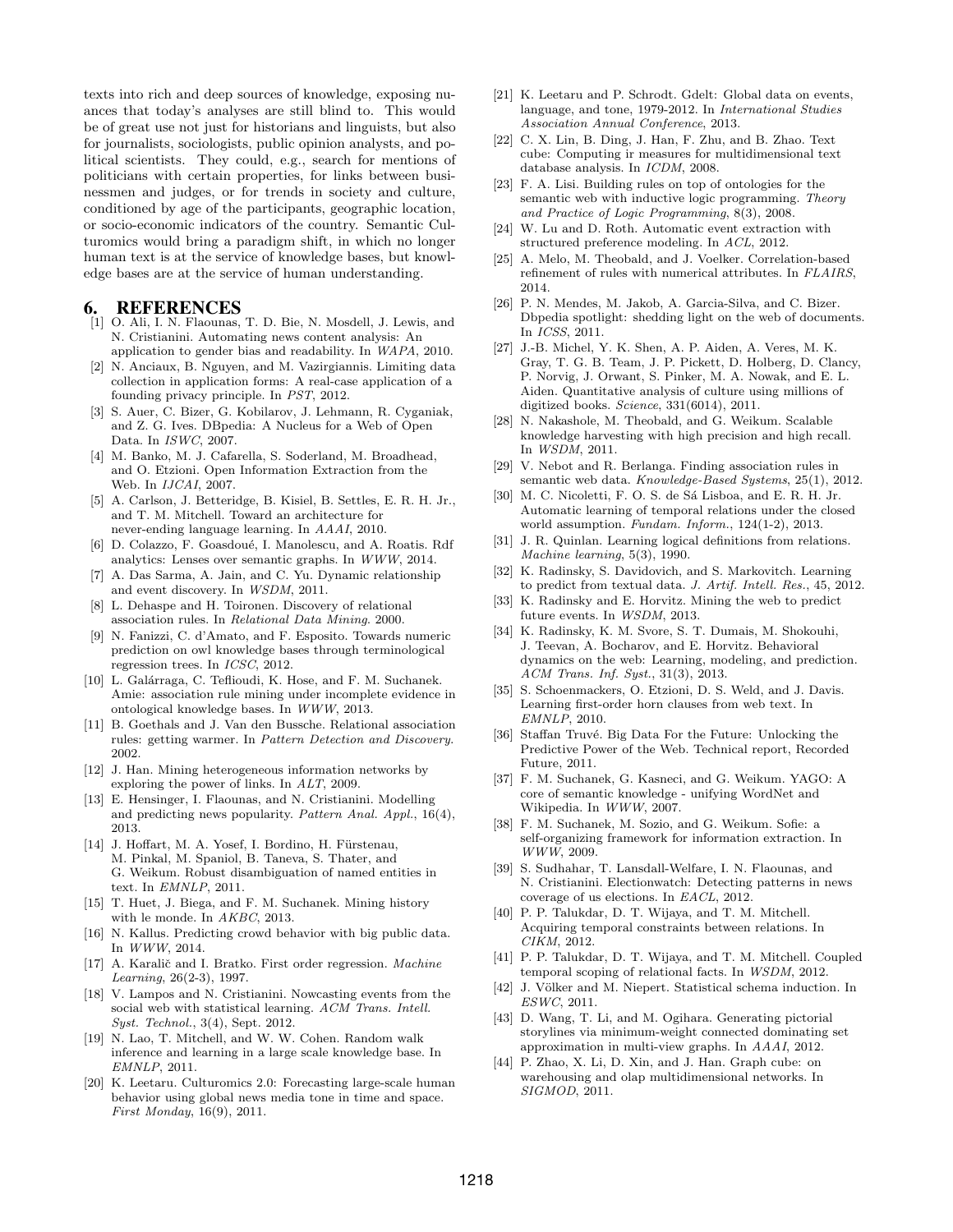texts into rich and deep sources of knowledge, exposing nuances that today's analyses are still blind to. This would be of great use not just for historians and linguists, but also for journalists, sociologists, public opinion analysts, and political scientists. They could, e.g., search for mentions of politicians with certain properties, for links between businessmen and judges, or for trends in society and culture, conditioned by age of the participants, geographic location, or socio-economic indicators of the country. Semantic Culturomics would bring a paradigm shift, in which no longer human text is at the service of knowledge bases, but knowledge bases are at the service of human understanding.

## 6. REFERENCES

[1] O. Ali, I. N. Flaounas, T. D. Bie, N. Mosdell, J. Lewis, and N. Cristianini. Automating news content analysis: An application to gender bias and readability. In *WAPA*, 2010.

[2] N. Anciaux, B. Nguyen, and M. Vazirgiannis. Limiting data collection in application forms: A real-case application of a founding privacy principle. In *PST*, 2012.

[3] S. Auer, C. Bizer, G. Kobilarov, J. Lehmann, R. Cyganiak, and Z. G. Ives. DBpedia: A Nucleus for a Web of Open Data. In *ISWC*, 2007.

[4] M. Banko, M. J. Cafarella, S. Soderland, M. Broadhead, and O. Etzioni. Open Information Extraction from the Web. In *IJCAI*, 2007.

[5] A. Carlson, J. Betteridge, B. Kisiel, B. Settles, E. R. H. Jr., and T. M. Mitchell. Toward an architecture for never-ending language learning. In *AAAI*, 2010.

[6] D. Colazzo, F. Goasdoué, I. Manolescu, and A. Roatis. Rdf analytics: Lenses over semantic graphs. In *WWW*, 2014.

[7] A. Das Sarma, A. Jain, and C. Yu. Dynamic relationship and event discovery. In *WSDM*, 2011.

[8] L. Dehaspe and H. Toironen. Discovery of relational association rules. In *Relational Data Mining*. 2000.

[9] N. Fanizzi, C. d'Amato, and F. Esposito. Towards numeric prediction on owl knowledge bases through terminological regression trees. In *ICSC*, 2012.

[10] L. Galárraga, C. Teflioudi, K. Hose, and F. M. Suchanek. Amie: association rule mining under incomplete evidence in ontological knowledge bases. In *WWW*, 2013.

[11] B. Goethals and J. Van den Bussche. Relational association rules: getting warmer. In *Pattern Detection and Discovery*. 2002.

[12] J. Han. Mining heterogeneous information networks by exploring the power of links. In *ALT*, 2009.

[13] E. Hensinger, I. Flaounas, and N. Cristianini. Modelling and predicting news popularity. *Pattern Anal. Appl.*, 16(4), 2013.

[14] J. Hoffart, M. A. Yosef, I. Bordino, H. Fürstenau, M. Pinkal, M. Spaniol, B. Taneva, S. Thater, and G. Weikum. Robust disambiguation of named entities in text. In *EMNLP*, 2011.

[15] T. Huet, J. Biega, and F. M. Suchanek. Mining history with le monde. In *AKBC*, 2013.

[16] N. Kallus. Predicting crowd behavior with big public data. In *WWW*, 2014.

[17] A. Karalič and I. Bratko. First order regression. *Machine Learning*, 26(2-3), 1997.

[18] V. Lampos and N. Cristianini. Nowcasting events from the social web with statistical learning. *ACM Trans. Intell. Syst. Technol.*, 3(4), Sept. 2012.

[19] N. Lao, T. Mitchell, and W. W. Cohen. Random walk inference and learning in a large scale knowledge base. In *EMNLP*, 2011.

[20] K. Leetaru. Culturomics 2.0: Forecasting large-scale human behavior using global news media tone in time and space. *First Monday*, 16(9), 2011.

[21] K. Leetaru and P. Schrodt. Gdelt: Global data on events, language, and tone, 1979-2012. In *International Studies Association Annual Conference*, 2013.

[22] C. X. Lin, B. Ding, J. Han, F. Zhu, and B. Zhao. Text cube: Computing ir measures for multidimensional text database analysis. In *ICDM*, 2008.

[23] F. A. Lisi. Building rules on top of ontologies for the semantic web with inductive logic programming. *Theory and Practice of Logic Programming*, 8(3), 2008.

[24] W. Lu and D. Roth. Automatic event extraction with structured preference modeling. In *ACL*, 2012.

[25] A. Melo, M. Theobald, and J. Voelker. Correlation-based refinement of rules with numerical attributes. In *FLAIRS*, 2014.

[26] P. N. Mendes, M. Jakob, A. Garcia-Silva, and C. Bizer. Dbpedia spotlight: shedding light on the web of documents. In *ICSS*, 2011.

[27] J.-B. Michel, Y. K. Shen, A. P. Aiden, A. Veres, M. K. Gray, T. G. B. Team, J. P. Pickett, D. Holberg, D. Clancy, P. Norvig, J. Orwant, S. Pinker, M. A. Nowak, and E. L. Aiden. Quantitative analysis of culture using millions of digitized books. *Science*, 331(6014), 2011.

[28] N. Nakashole, M. Theobald, and G. Weikum. Scalable knowledge harvesting with high precision and high recall. In *WSDM*, 2011.

[29] V. Nebot and R. Berlanga. Finding association rules in semantic web data. *Knowledge-Based Systems*, 25(1), 2012.

[30] M. C. Nicoletti, F. O. S. de Sá Lisboa, and E. R. H. Jr. Automatic learning of temporal relations under the closed world assumption. *Fundam. Inform.*, 124(1-2), 2013.

[31] J. R. Quinlan. Learning logical definitions from relations. *Machine learning*, 5(3), 1990.

[32] K. Radinsky, S. Davidovich, and S. Markovitch. Learning to predict from textual data. *J. Artif. Intell. Res.*, 45, 2012.

[33] K. Radinsky and E. Horvitz. Mining the web to predict future events. In *WSDM*, 2013.

[34] K. Radinsky, K. M. Svore, S. T. Dumais, M. Shokouhi, J. Teevan, A. Bocharov, and E. Horvitz. Behavioral dynamics on the web: Learning, modeling, and prediction. *ACM Trans. Inf. Syst.*, 31(3), 2013.

[35] S. Schoenmackers, O. Etzioni, D. S. Weld, and J. Davis. Learning first-order horn clauses from web text. In *EMNLP*, 2010.

[36] Staffan Truvé. Big Data For the Future: Unlocking the Predictive Power of the Web. Technical report, Recorded Future, 2011.

[37] F. M. Suchanek, G. Kasneci, and G. Weikum. YAGO: A core of semantic knowledge - unifying WordNet and Wikipedia. In *WWW*, 2007.

[38] F. M. Suchanek, M. Sozio, and G. Weikum. Sofie: a self-organizing framework for information extraction. In *WWW*, 2009.

[39] S. Sudhahar, T. Lansdall-Welfare, I. N. Flaounas, and N. Cristianini. Electionwatch: Detecting patterns in news coverage of us elections. In *EACL*, 2012.

[40] P. P. Talukdar, D. T. Wijaya, and T. M. Mitchell. Acquiring temporal constraints between relations. In *CIKM*, 2012.

[41] P. P. Talukdar, D. T. Wijaya, and T. M. Mitchell. Coupled temporal scoping of relational facts. In *WSDM*, 2012.

[42] J. Völker and M. Niepert. Statistical schema induction. In *ESWC*, 2011.

[43] D. Wang, T. Li, and M. Ogihara. Generating pictorial storylines via minimum-weight connected dominating set approximation in multi-view graphs. In *AAAI*, 2012.

[44] P. Zhao, X. Li, D. Xin, and J. Han. Graph cube: on warehousing and olap multidimensional networks. In *SIGMOD*, 2011.